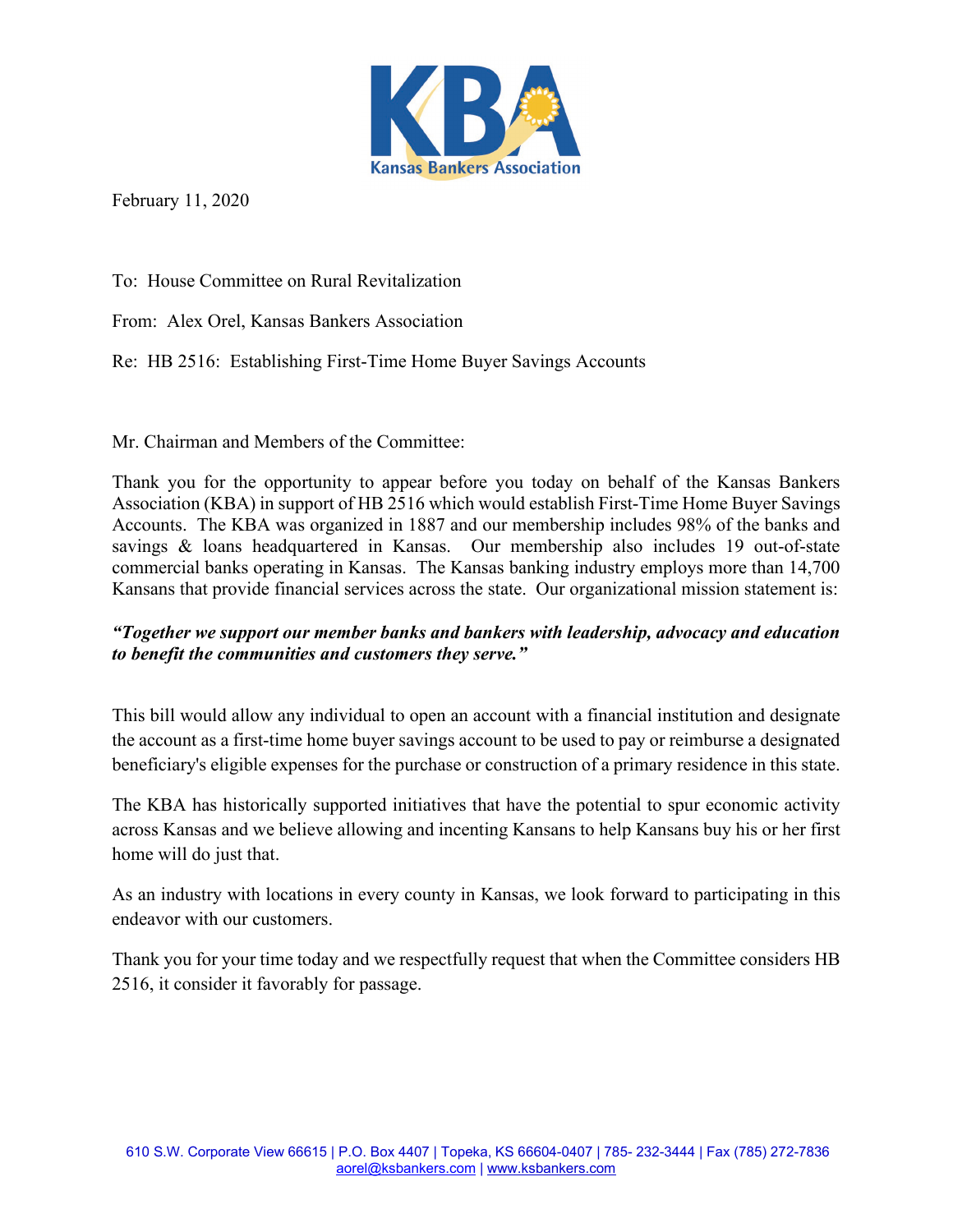KBA
Kansas Bankers Association

February 11, 2020

To: House Committee on Rural Revitalization

From: Alex Orel, Kansas Bankers Association

Re: HB 2516: Establishing First-Time Home Buyer Savings Accounts

Mr. Chairman and Members of the Committee:

Thank you for the opportunity to appear before you today on behalf of the Kansas Bankers Association (KBA) in support of HB 2516 which would establish First-Time Home Buyer Savings Accounts. The KBA was organized in 1887 and our membership includes 98% of the banks and savings & loans headquartered in Kansas. Our membership also includes 19 out-of-state commercial banks operating in Kansas. The Kansas banking industry employs more than 14,700 Kansans that provide financial services across the state. Our organizational mission statement is:

***"Together we support our member banks and bankers with leadership, advocacy and education to benefit the communities and customers they serve."***

This bill would allow any individual to open an account with a financial institution and designate the account as a first-time home buyer savings account to be used to pay or reimburse a designated beneficiary's eligible expenses for the purchase or construction of a primary residence in this state.

The KBA has historically supported initiatives that have the potential to spur economic activity across Kansas and we believe allowing and incenting Kansans to help Kansans buy his or her first home will do just that.

As an industry with locations in every county in Kansas, we look forward to participating in this endeavor with our customers.

Thank you for your time today and we respectfully request that when the Committee considers HB 2516, it consider it favorably for passage.

610 S.W. Corporate View 66615 | P.O. Box 4407 | Topeka, KS 66604-0407 | 785- 232-3444 | Fax (785) 272-7836
aorel@ksbankers.com | www.ksbankers.com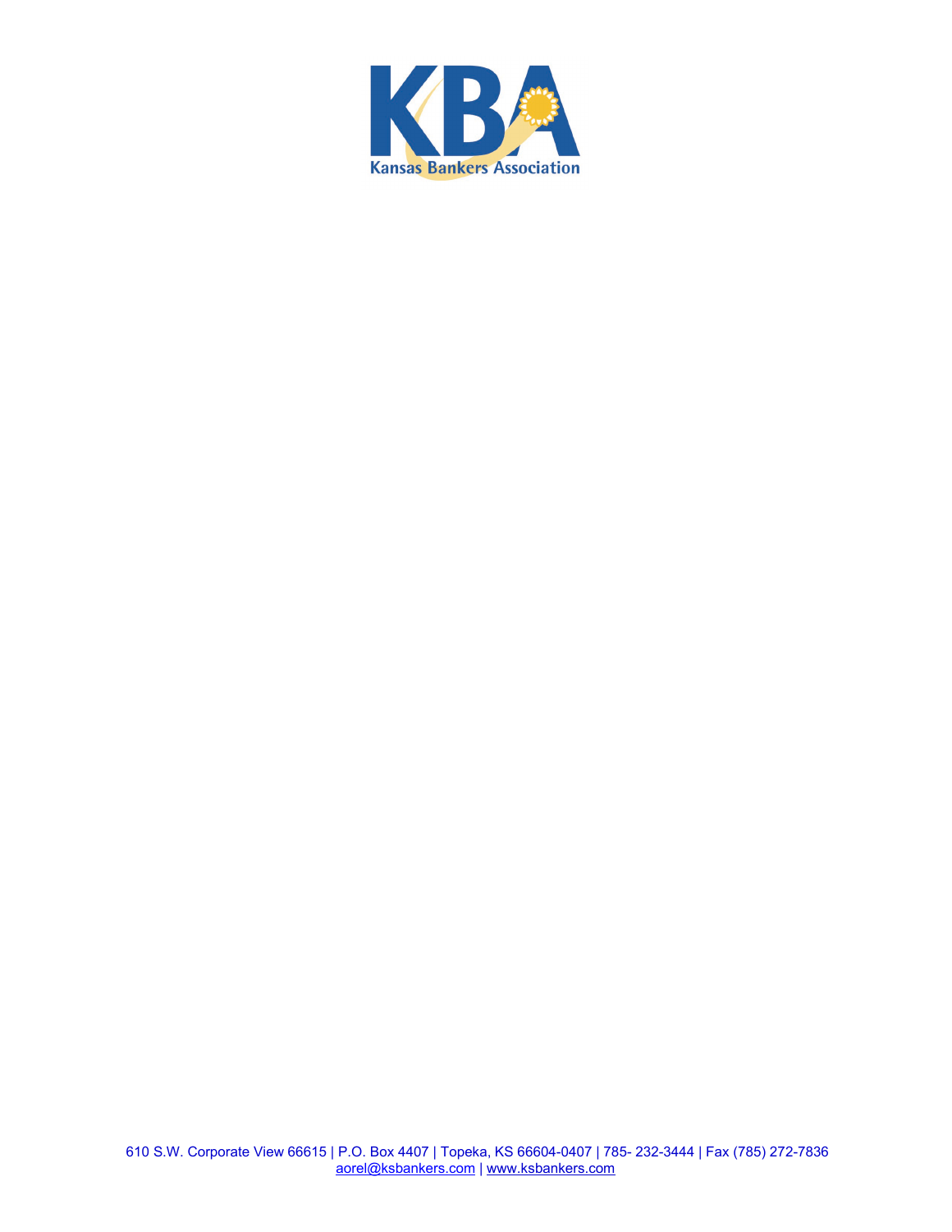KBA

Kansas Bankers Association

610 S.W. Corporate View 66615 | P.O. Box 4407 | Topeka, KS 66604-0407 | 785- 232-3444 | Fax (785) 272-7836
aorel@ksbankers.com | www.ksbankers.com